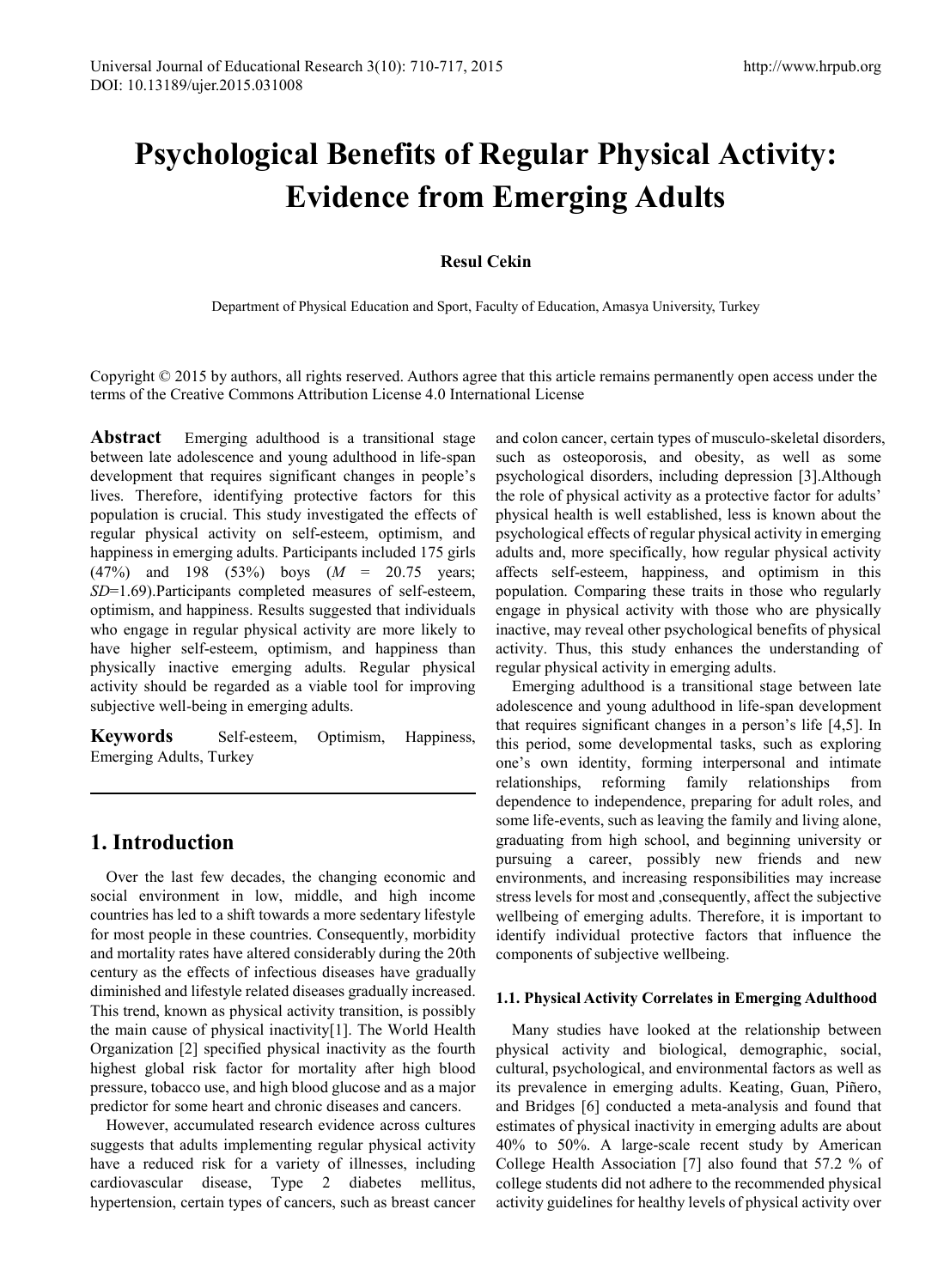# Psychological Benefits of Regular Physical Activity: Evidence from Emerging Adults

**Resul Cekin**

Department of Physical Education and Sport, Faculty of Education, Amasya University, Turkey

Copyright © 2015 by authors, all rights reserved. Authors agree that this article remains permanently open access under the terms of the Creative Commons Attribution License 4.0 International License

**Abstract** Emerging adulthood is a transitional stage between late adolescence and young adulthood in life-span development that requires significant changes in people's lives. Therefore, identifying protective factors for this population is crucial. This study investigated the effects of regular physical activity on self-esteem, optimism, and happiness in emerging adults. Participants included 175 girls (47%) and 198 (53%) boys (*M* = 20.75 years; *SD*=1.69).Participants completed measures of self-esteem, optimism, and happiness. Results suggested that individuals who engage in regular physical activity are more likely to have higher self-esteem, optimism, and happiness than physically inactive emerging adults. Regular physical activity should be regarded as a viable tool for improving subjective well-being in emerging adults.

**Keywords** Self-esteem, Optimism, Happiness, Emerging Adults, Turkey

## 1. Introduction

Over the last few decades, the changing economic and social environment in low, middle, and high income countries has led to a shift towards a more sedentary lifestyle for most people in these countries. Consequently, morbidity and mortality rates have altered considerably during the 20th century as the effects of infectious diseases have gradually diminished and lifestyle related diseases gradually increased. This trend, known as physical activity transition, is possibly the main cause of physical inactivity[1]. The World Health Organization [2] specified physical inactivity as the fourth highest global risk factor for mortality after high blood pressure, tobacco use, and high blood glucose and as a major predictor for some heart and chronic diseases and cancers.

However, accumulated research evidence across cultures suggests that adults implementing regular physical activity have a reduced risk for a variety of illnesses, including cardiovascular disease, Type 2 diabetes mellitus, hypertension, certain types of cancers, such as breast cancer and colon cancer, certain types of musculo-skeletal disorders, such as osteoporosis, and obesity, as well as some psychological disorders, including depression [3].Although the role of physical activity as a protective factor for adults' physical health is well established, less is known about the psychological effects of regular physical activity in emerging adults and, more specifically, how regular physical activity affects self-esteem, happiness, and optimism in this population. Comparing these traits in those who regularly engage in physical activity with those who are physically inactive, may reveal other psychological benefits of physical activity. Thus, this study enhances the understanding of regular physical activity in emerging adults.

Emerging adulthood is a transitional stage between late adolescence and young adulthood in life-span development that requires significant changes in a person's life [4,5]. In this period, some developmental tasks, such as exploring one's own identity, forming interpersonal and intimate relationships, reforming family relationships from dependence to independence, preparing for adult roles, and some life-events, such as leaving the family and living alone, graduating from high school, and beginning university or pursuing a career, possibly new friends and new environments, and increasing responsibilities may increase stress levels for most and ,consequently, affect the subjective wellbeing of emerging adults. Therefore, it is important to identify individual protective factors that influence the components of subjective wellbeing.

### 1.1. Physical Activity Correlates in Emerging Adulthood

Many studies have looked at the relationship between physical activity and biological, demographic, social, cultural, psychological, and environmental factors as well as its prevalence in emerging adults. Keating, Guan, Piñero, and Bridges [6] conducted a meta-analysis and found that estimates of physical inactivity in emerging adults are about 40% to 50%. A large-scale recent study by American College Health Association [7] also found that 57.2 % of college students did not adhere to the recommended physical activity guidelines for healthy levels of physical activity over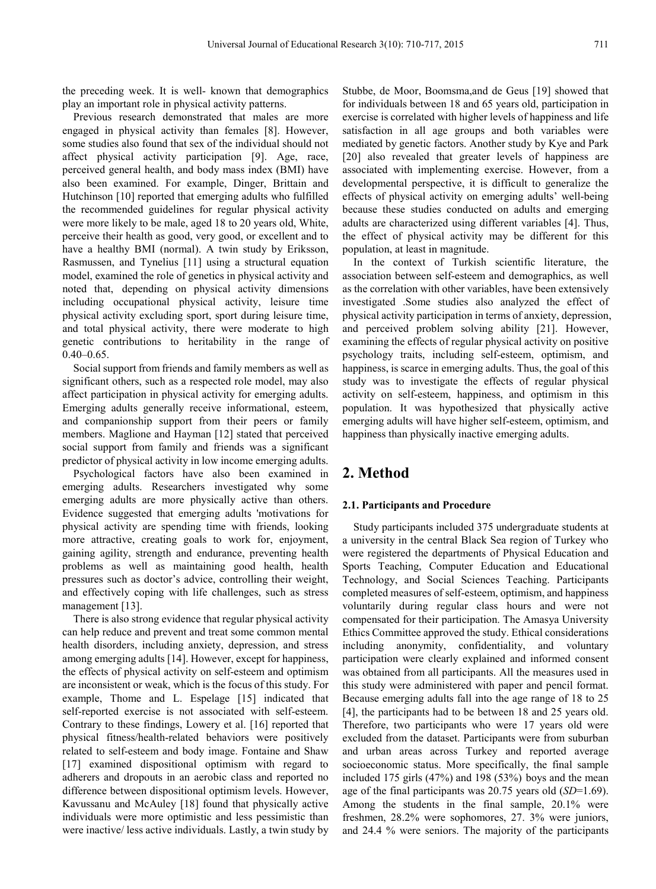the preceding week. It is well- known that demographics play an important role in physical activity patterns.

Previous research demonstrated that males are more engaged in physical activity than females [8]. However, some studies also found that sex of the individual should not affect physical activity participation [9]. Age, race, perceived general health, and body mass index (BMI) have also been examined. For example, Dinger, Brittain and Hutchinson [10] reported that emerging adults who fulfilled the recommended guidelines for regular physical activity were more likely to be male, aged 18 to 20 years old, White, perceive their health as good, very good, or excellent and to have a healthy BMI (normal). A twin study by Eriksson, Rasmussen, and Tynelius [11] using a structural equation model, examined the role of genetics in physical activity and noted that, depending on physical activity dimensions including occupational physical activity, leisure time physical activity excluding sport, sport during leisure time, and total physical activity, there were moderate to high genetic contributions to heritability in the range of 0.40–0.65.

Social support from friends and family members as well as significant others, such as a respected role model, may also affect participation in physical activity for emerging adults. Emerging adults generally receive informational, esteem, and companionship support from their peers or family members. Maglione and Hayman [12] stated that perceived social support from family and friends was a significant predictor of physical activity in low income emerging adults.

Psychological factors have also been examined in emerging adults. Researchers investigated why some emerging adults are more physically active than others. Evidence suggested that emerging adults 'motivations for physical activity are spending time with friends, looking more attractive, creating goals to work for, enjoyment, gaining agility, strength and endurance, preventing health problems as well as maintaining good health, health pressures such as doctor's advice, controlling their weight, and effectively coping with life challenges, such as stress management [13].

There is also strong evidence that regular physical activity can help reduce and prevent and treat some common mental health disorders, including anxiety, depression, and stress among emerging adults [14]. However, except for happiness, the effects of physical activity on self-esteem and optimism are inconsistent or weak, which is the focus of this study. For example, Thome and L. Espelage [15] indicated that self-reported exercise is not associated with self-esteem. Contrary to these findings, Lowery et al. [16] reported that physical fitness/health-related behaviors were positively related to self-esteem and body image. Fontaine and Shaw [17] examined dispositional optimism with regard to adherers and dropouts in an aerobic class and reported no difference between dispositional optimism levels. However, Kavussanu and McAuley [18] found that physically active individuals were more optimistic and less pessimistic than were inactive/ less active individuals. Lastly, a twin study by Stubbe, de Moor, Boomsma,and de Geus [19] showed that for individuals between 18 and 65 years old, participation in exercise is correlated with higher levels of happiness and life satisfaction in all age groups and both variables were mediated by genetic factors. Another study by Kye and Park [20] also revealed that greater levels of happiness are associated with implementing exercise. However, from a developmental perspective, it is difficult to generalize the effects of physical activity on emerging adults' well-being because these studies conducted on adults and emerging adults are characterized using different variables [4]. Thus, the effect of physical activity may be different for this population, at least in magnitude.

In the context of Turkish scientific literature, the association between self-esteem and demographics, as well as the correlation with other variables, have been extensively investigated .Some studies also analyzed the effect of physical activity participation in terms of anxiety, depression, and perceived problem solving ability [21]. However, examining the effects of regular physical activity on positive psychology traits, including self-esteem, optimism, and happiness, is scarce in emerging adults. Thus, the goal of this study was to investigate the effects of regular physical activity on self-esteem, happiness, and optimism in this population. It was hypothesized that physically active emerging adults will have higher self-esteem, optimism, and happiness than physically inactive emerging adults.

## 2. Method

### 2.1. Participants and Procedure

Study participants included 375 undergraduate students at a university in the central Black Sea region of Turkey who were registered the departments of Physical Education and Sports Teaching, Computer Education and Educational Technology, and Social Sciences Teaching. Participants completed measures of self-esteem, optimism, and happiness voluntarily during regular class hours and were not compensated for their participation. The Amasya University Ethics Committee approved the study. Ethical considerations including anonymity, confidentiality, and voluntary participation were clearly explained and informed consent was obtained from all participants. All the measures used in this study were administered with paper and pencil format. Because emerging adults fall into the age range of 18 to 25 [4], the participants had to be between 18 and 25 years old. Therefore, two participants who were 17 years old were excluded from the dataset. Participants were from suburban and urban areas across Turkey and reported average socioeconomic status. More specifically, the final sample included 175 girls (47%) and 198 (53%) boys and the mean age of the final participants was 20.75 years old (*SD*=1.69). Among the students in the final sample, 20.1% were freshmen, 28.2% were sophomores, 27. 3% were juniors, and 24.4 % were seniors. The majority of the participants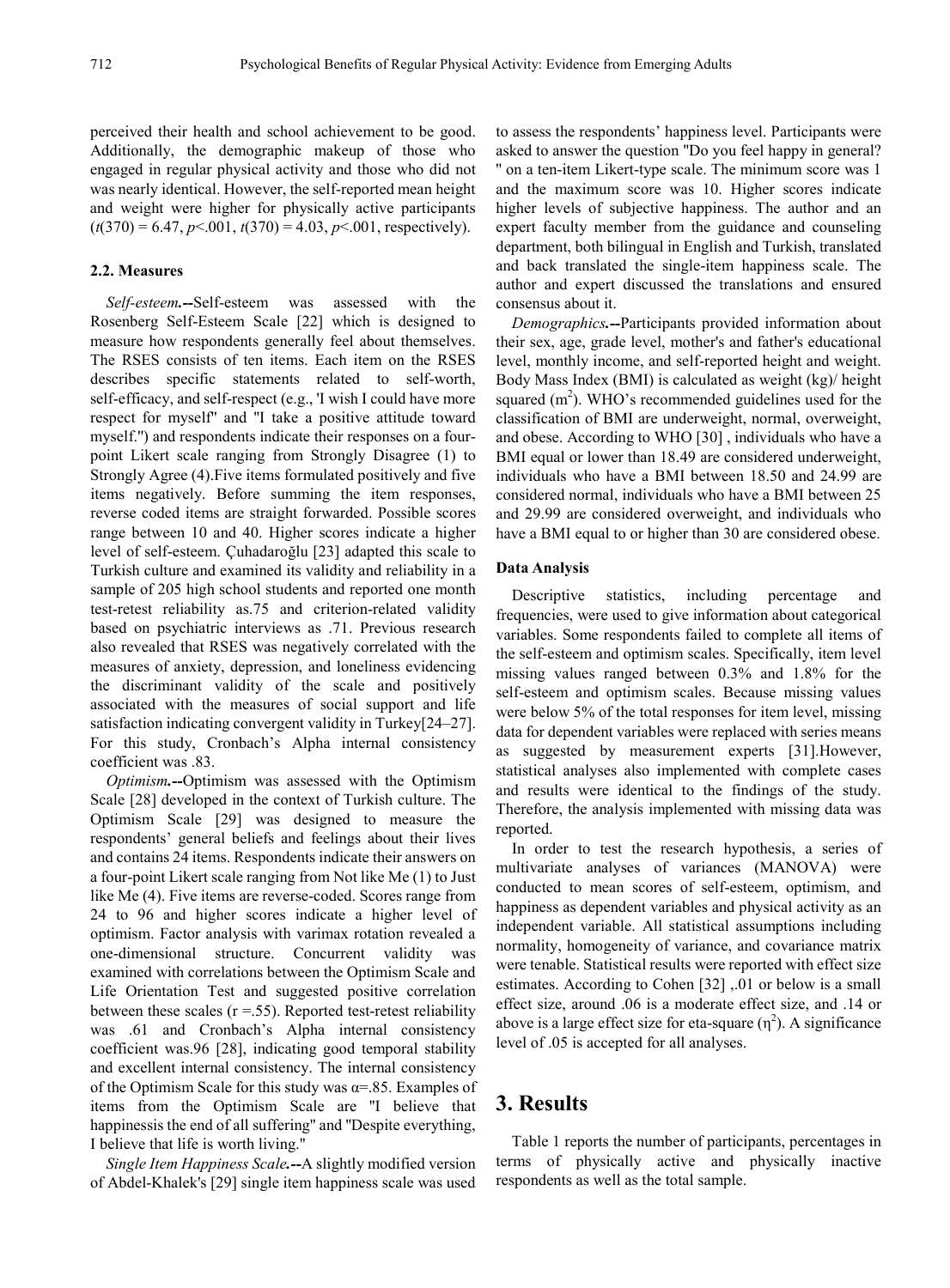perceived their health and school achievement to be good. Additionally, the demographic makeup of those who engaged in regular physical activity and those who did not was nearly identical. However, the self-reported mean height and weight were higher for physically active participants ($t(370) = 6.47$, $p<.001$, $t(370) = 4.03$, $p<.001$, respectively).

### 2.2. Measures

*Self-esteem.*--Self-esteem was assessed with the Rosenberg Self-Esteem Scale [22] which is designed to measure how respondents generally feel about themselves. The RSES consists of ten items. Each item on the RSES describes specific statements related to self-worth, self-efficacy, and self-respect (e.g., 'I wish I could have more respect for myself" and "I take a positive attitude toward myself.") and respondents indicate their responses on a four-point Likert scale ranging from Strongly Disagree (1) to Strongly Agree (4).Five items formulated positively and five items negatively. Before summing the item responses, reverse coded items are straight forwarded. Possible scores range between 10 and 40. Higher scores indicate a higher level of self-esteem. Çuhadaroğlu [23] adapted this scale to Turkish culture and examined its validity and reliability in a sample of 205 high school students and reported one month test-retest reliability as.75 and criterion-related validity based on psychiatric interviews as .71. Previous research also revealed that RSES was negatively correlated with the measures of anxiety, depression, and loneliness evidencing the discriminant validity of the scale and positively associated with the measures of social support and life satisfaction indicating convergent validity in Turkey[24–27]. For this study, Cronbach's Alpha internal consistency coefficient was .83.

*Optimism.*--Optimism was assessed with the Optimism Scale [28] developed in the context of Turkish culture. The Optimism Scale [29] was designed to measure the respondents' general beliefs and feelings about their lives and contains 24 items. Respondents indicate their answers on a four-point Likert scale ranging from Not like Me (1) to Just like Me (4). Five items are reverse-coded. Scores range from 24 to 96 and higher scores indicate a higher level of optimism. Factor analysis with varimax rotation revealed a one-dimensional structure. Concurrent validity was examined with correlations between the Optimism Scale and Life Orientation Test and suggested positive correlation between these scales ($r = .55$). Reported test-retest reliability was .61 and Cronbach's Alpha internal consistency coefficient was.96 [28], indicating good temporal stability and excellent internal consistency. The internal consistency of the Optimism Scale for this study was $\alpha = .85$. Examples of items from the Optimism Scale are "I believe that happinessis the end of all suffering" and "Despite everything, I believe that life is worth living."

*Single Item Happiness Scale.*--A slightly modified version of Abdel-Khalek's [29] single item happiness scale was used to assess the respondents' happiness level. Participants were asked to answer the question "Do you feel happy in general? " on a ten-item Likert-type scale. The minimum score was 1 and the maximum score was 10. Higher scores indicate higher levels of subjective happiness. The author and an expert faculty member from the guidance and counseling department, both bilingual in English and Turkish, translated and back translated the single-item happiness scale. The author and expert discussed the translations and ensured consensus about it.

*Demographics.*--Participants provided information about their sex, age, grade level, mother's and father's educational level, monthly income, and self-reported height and weight. Body Mass Index (BMI) is calculated as weight (kg)/ height squared ($m^2$). WHO's recommended guidelines used for the classification of BMI are underweight, normal, overweight, and obese. According to WHO [30] , individuals who have a BMI equal or lower than 18.49 are considered underweight, individuals who have a BMI between 18.50 and 24.99 are considered normal, individuals who have a BMI between 25 and 29.99 are considered overweight, and individuals who have a BMI equal to or higher than 30 are considered obese.

#### Data Analysis

Descriptive statistics, including percentage and frequencies, were used to give information about categorical variables. Some respondents failed to complete all items of the self-esteem and optimism scales. Specifically, item level missing values ranged between 0.3% and 1.8% for the self-esteem and optimism scales. Because missing values were below 5% of the total responses for item level, missing data for dependent variables were replaced with series means as suggested by measurement experts [31].However, statistical analyses also implemented with complete cases and results were identical to the findings of the study. Therefore, the analysis implemented with missing data was reported.

In order to test the research hypothesis, a series of multivariate analyses of variances (MANOVA) were conducted to mean scores of self-esteem, optimism, and happiness as dependent variables and physical activity as an independent variable. All statistical assumptions including normality, homogeneity of variance, and covariance matrix were tenable. Statistical results were reported with effect size estimates. According to Cohen [32] ,.01 or below is a small effect size, around .06 is a moderate effect size, and .14 or above is a large effect size for eta-square ($\eta^2$). A significance level of .05 is accepted for all analyses.

## 3. Results

Table 1 reports the number of participants, percentages in terms of physically active and physically inactive respondents as well as the total sample.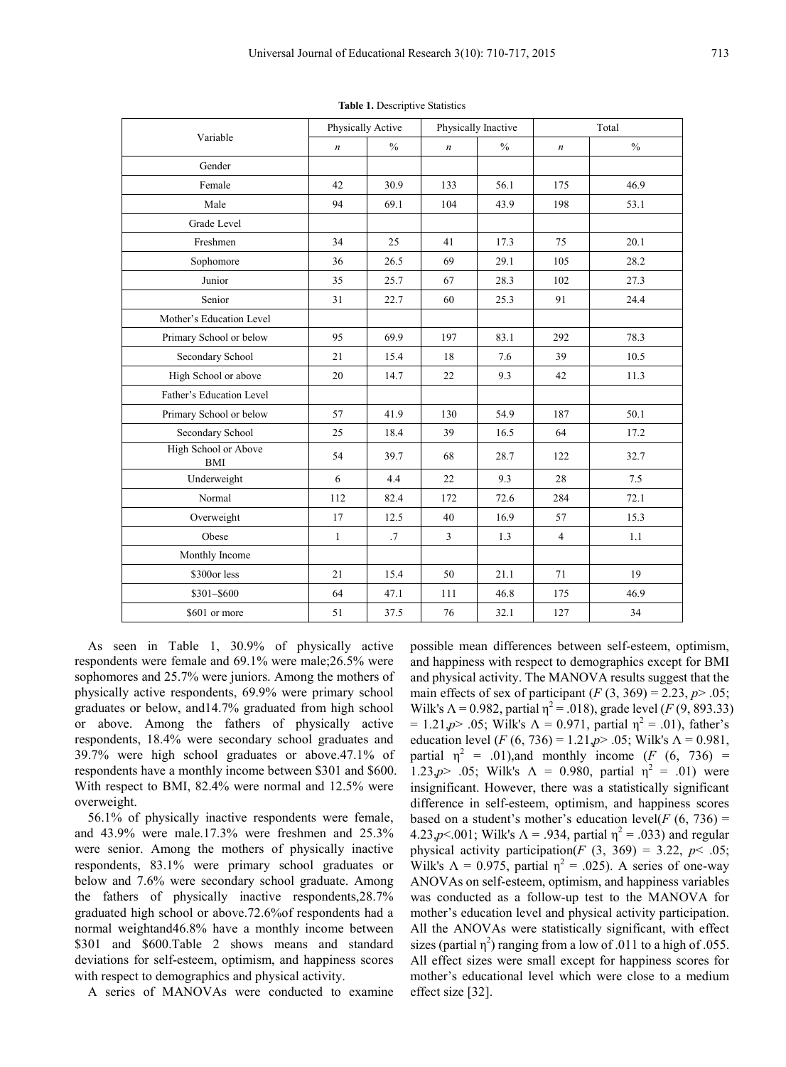**Table 1.** Descriptive Statistics

| Variable | Physically Active | | Physically Inactive | | Total | |
|---|---|---|---|---|---|---|
| | *n* | % | *n* | % | *n* | % |
| Gender | | | | | | |
| Female | 42 | 30.9 | 133 | 56.1 | 175 | 46.9 |
| Male | 94 | 69.1 | 104 | 43.9 | 198 | 53.1 |
| Grade Level | | | | | | |
| Freshmen | 34 | 25 | 41 | 17.3 | 75 | 20.1 |
| Sophomore | 36 | 26.5 | 69 | 29.1 | 105 | 28.2 |
| Junior | 35 | 25.7 | 67 | 28.3 | 102 | 27.3 |
| Senior | 31 | 22.7 | 60 | 25.3 | 91 | 24.4 |
| Mother's Education Level | | | | | | |
| Primary School or below | 95 | 69.9 | 197 | 83.1 | 292 | 78.3 |
| Secondary School | 21 | 15.4 | 18 | 7.6 | 39 | 10.5 |
| High School or above | 20 | 14.7 | 22 | 9.3 | 42 | 11.3 |
| Father's Education Level | | | | | | |
| Primary School or below | 57 | 41.9 | 130 | 54.9 | 187 | 50.1 |
| Secondary School | 25 | 18.4 | 39 | 16.5 | 64 | 17.2 |
| High School or Above | 54 | 39.7 | 68 | 28.7 | 122 | 32.7 |
| BMI | | | | | | |
| Underweight | 6 | 4.4 | 22 | 9.3 | 28 | 7.5 |
| Normal | 112 | 82.4 | 172 | 72.6 | 284 | 72.1 |
| Overweight | 17 | 12.5 | 40 | 16.9 | 57 | 15.3 |
| Obese | 1 | .7 | 3 | 1.3 | 4 | 1.1 |
| Monthly Income | | | | | | |
| $300or less | 21 | 15.4 | 50 | 21.1 | 71 | 19 |
| $301–$600 | 64 | 47.1 | 111 | 46.8 | 175 | 46.9 |
| $601 or more | 51 | 37.5 | 76 | 32.1 | 127 | 34 |

As seen in Table 1, 30.9% of physically active respondents were female and 69.1% were male;26.5% were sophomores and 25.7% were juniors. Among the mothers of physically active respondents, 69.9% were primary school graduates or below, and14.7% graduated from high school or above. Among the fathers of physically active respondents, 18.4% were secondary school graduates and 39.7% were high school graduates or above.47.1% of respondents have a monthly income between $301 and $600. With respect to BMI, 82.4% were normal and 12.5% were overweight.

56.1% of physically inactive respondents were female, and 43.9% were male.17.3% were freshmen and 25.3% were senior. Among the mothers of physically inactive respondents, 83.1% were primary school graduates or below and 7.6% were secondary school graduate. Among the fathers of physically inactive respondents,28.7% graduated high school or above.72.6%of respondents had a normal weightand46.8% have a monthly income between $301 and $600.Table 2 shows means and standard deviations for self-esteem, optimism, and happiness scores with respect to demographics and physical activity.

A series of MANOVAs were conducted to examine possible mean differences between self-esteem, optimism, and happiness with respect to demographics except for BMI and physical activity. The MANOVA results suggest that the main effects of sex of participant ($F$ (3, 369) = 2.23, $p$> .05; Wilk's $\Lambda$ = 0.982, partial $\eta^2$ = .018), grade level ($F$ (9, 893.33) = 1.21,$p$> .05; Wilk's $\Lambda$ = 0.971, partial $\eta^2$ = .01), father's education level ($F$ (6, 736) = 1.21,$p$> .05; Wilk's $\Lambda$ = 0.981, partial $\eta^2$ = .01),and monthly income ($F$ (6, 736) = 1.23,$p$> .05; Wilk's $\Lambda$ = 0.980, partial $\eta^2$ = .01) were insignificant. However, there was a statistically significant difference in self-esteem, optimism, and happiness scores based on a student's mother's education level($F$ (6, 736) = 4.23,$p$<.001; Wilk's $\Lambda$ = .934, partial $\eta^2$ = .033) and regular physical activity participation($F$ (3, 369) = 3.22, $p$< .05; Wilk's $\Lambda$ = 0.975, partial $\eta^2$ = .025). A series of one-way ANOVAs on self-esteem, optimism, and happiness variables was conducted as a follow-up test to the MANOVA for mother's education level and physical activity participation. All the ANOVAs were statistically significant, with effect sizes (partial $\eta^2$) ranging from a low of .011 to a high of .055. All effect sizes were small except for happiness scores for mother's educational level which were close to a medium effect size [32].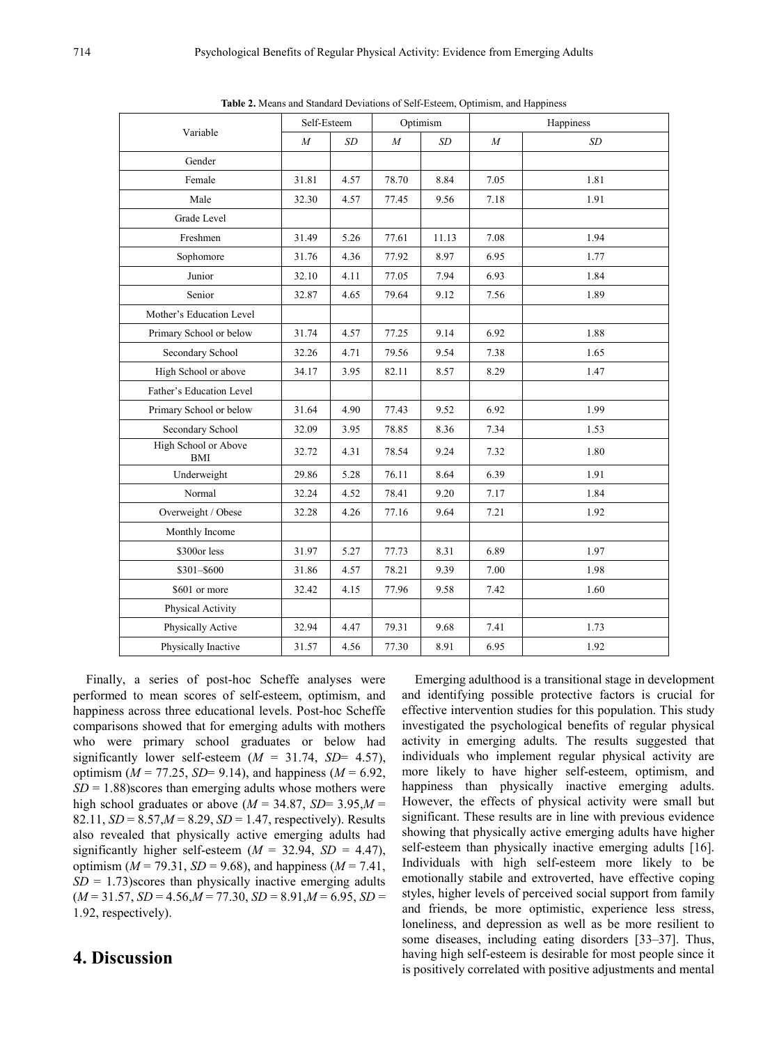**Table 2.** Means and Standard Deviations of Self-Esteem, Optimism, and Happiness

| Variable | Self-Esteem | | Optimism | | Happiness | |
|---|---|---|---|---|---|---|
| | *M* | *SD* | *M* | *SD* | *M* | *SD* |
| Gender | | | | | | |
| Female | 31.81 | 4.57 | 78.70 | 8.84 | 7.05 | 1.81 |
| Male | 32.30 | 4.57 | 77.45 | 9.56 | 7.18 | 1.91 |
| Grade Level | | | | | | |
| Freshmen | 31.49 | 5.26 | 77.61 | 11.13 | 7.08 | 1.94 |
| Sophomore | 31.76 | 4.36 | 77.92 | 8.97 | 6.95 | 1.77 |
| Junior | 32.10 | 4.11 | 77.05 | 7.94 | 6.93 | 1.84 |
| Senior | 32.87 | 4.65 | 79.64 | 9.12 | 7.56 | 1.89 |
| Mother's Education Level | | | | | | |
| Primary School or below | 31.74 | 4.57 | 77.25 | 9.14 | 6.92 | 1.88 |
| Secondary School | 32.26 | 4.71 | 79.56 | 9.54 | 7.38 | 1.65 |
| High School or above | 34.17 | 3.95 | 82.11 | 8.57 | 8.29 | 1.47 |
| Father's Education Level | | | | | | |
| Primary School or below | 31.64 | 4.90 | 77.43 | 9.52 | 6.92 | 1.99 |
| Secondary School | 32.09 | 3.95 | 78.85 | 8.36 | 7.34 | 1.53 |
| High School or Above | 32.72 | 4.31 | 78.54 | 9.24 | 7.32 | 1.80 |
| BMI | | | | | | |
| Underweight | 29.86 | 5.28 | 76.11 | 8.64 | 6.39 | 1.91 |
| Normal | 32.24 | 4.52 | 78.41 | 9.20 | 7.17 | 1.84 |
| Overweight / Obese | 32.28 | 4.26 | 77.16 | 9.64 | 7.21 | 1.92 |
| Monthly Income | | | | | | |
| $300or less | 31.97 | 5.27 | 77.73 | 8.31 | 6.89 | 1.97 |
| $301–$600 | 31.86 | 4.57 | 78.21 | 9.39 | 7.00 | 1.98 |
| $601 or more | 32.42 | 4.15 | 77.96 | 9.58 | 7.42 | 1.60 |
| Physical Activity | | | | | | |
| Physically Active | 32.94 | 4.47 | 79.31 | 9.68 | 7.41 | 1.73 |
| Physically Inactive | 31.57 | 4.56 | 77.30 | 8.91 | 6.95 | 1.92 |

Finally, a series of post-hoc Scheffe analyses were performed to mean scores of self-esteem, optimism, and happiness across three educational levels. Post-hoc Scheffe comparisons showed that for emerging adults with mothers who were primary school graduates or below had significantly lower self-esteem ($M$ = 31.74, $SD$= 4.57), optimism ($M$ = 77.25, $SD$= 9.14), and happiness ($M$ = 6.92, $SD$ = 1.88)scores than emerging adults whose mothers were high school graduates or above ($M$ = 34.87, $SD$= 3.95,$M$ = 82.11, $SD$ = 8.57,$M$ = 8.29, $SD$ = 1.47, respectively). Results also revealed that physically active emerging adults had significantly higher self-esteem ($M$ = 32.94, $SD$ = 4.47), optimism ($M$ = 79.31, $SD$ = 9.68), and happiness ($M$ = 7.41, $SD$ = 1.73)scores than physically inactive emerging adults ($M$ = 31.57, $SD$ = 4.56,$M$ = 77.30, $SD$ = 8.91,$M$ = 6.95, $SD$ = 1.92, respectively).

# 4. Discussion

Emerging adulthood is a transitional stage in development and identifying possible protective factors is crucial for effective intervention studies for this population. This study investigated the psychological benefits of regular physical activity in emerging adults. The results suggested that individuals who implement regular physical activity are more likely to have higher self-esteem, optimism, and happiness than physically inactive emerging adults. However, the effects of physical activity were small but significant. These results are in line with previous evidence showing that physically active emerging adults have higher self-esteem than physically inactive emerging adults [16]. Individuals with high self-esteem more likely to be emotionally stabile and extroverted, have effective coping styles, higher levels of perceived social support from family and friends, be more optimistic, experience less stress, loneliness, and depression as well as be more resilient to some diseases, including eating disorders [33–37]. Thus, having high self-esteem is desirable for most people since it is positively correlated with positive adjustments and mental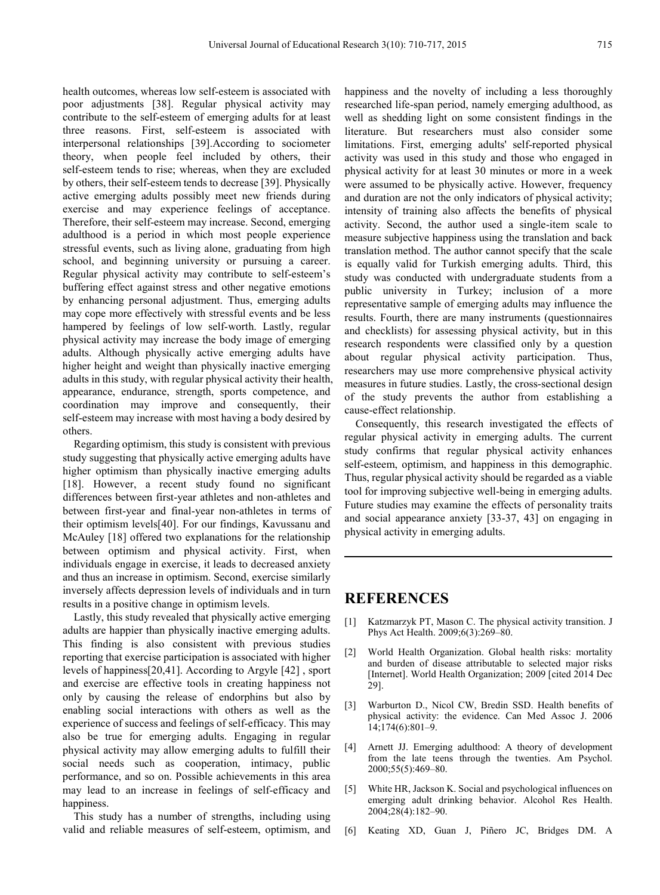health outcomes, whereas low self-esteem is associated with poor adjustments [38]. Regular physical activity may contribute to the self-esteem of emerging adults for at least three reasons. First, self-esteem is associated with interpersonal relationships [39].According to sociometer theory, when people feel included by others, their self-esteem tends to rise; whereas, when they are excluded by others, their self-esteem tends to decrease [39]. Physically active emerging adults possibly meet new friends during exercise and may experience feelings of acceptance. Therefore, their self-esteem may increase. Second, emerging adulthood is a period in which most people experience stressful events, such as living alone, graduating from high school, and beginning university or pursuing a career. Regular physical activity may contribute to self-esteem's buffering effect against stress and other negative emotions by enhancing personal adjustment. Thus, emerging adults may cope more effectively with stressful events and be less hampered by feelings of low self-worth. Lastly, regular physical activity may increase the body image of emerging adults. Although physically active emerging adults have higher height and weight than physically inactive emerging adults in this study, with regular physical activity their health, appearance, endurance, strength, sports competence, and coordination may improve and consequently, their self-esteem may increase with most having a body desired by others.

Regarding optimism, this study is consistent with previous study suggesting that physically active emerging adults have higher optimism than physically inactive emerging adults [18]. However, a recent study found no significant differences between first-year athletes and non-athletes and between first-year and final-year non-athletes in terms of their optimism levels[40]. For our findings, Kavussanu and McAuley [18] offered two explanations for the relationship between optimism and physical activity. First, when individuals engage in exercise, it leads to decreased anxiety and thus an increase in optimism. Second, exercise similarly inversely affects depression levels of individuals and in turn results in a positive change in optimism levels.

Lastly, this study revealed that physically active emerging adults are happier than physically inactive emerging adults. This finding is also consistent with previous studies reporting that exercise participation is associated with higher levels of happiness[20,41]. According to Argyle [42] , sport and exercise are effective tools in creating happiness not only by causing the release of endorphins but also by enabling social interactions with others as well as the experience of success and feelings of self-efficacy. This may also be true for emerging adults. Engaging in regular physical activity may allow emerging adults to fulfill their social needs such as cooperation, intimacy, public performance, and so on. Possible achievements in this area may lead to an increase in feelings of self-efficacy and happiness.

This study has a number of strengths, including using valid and reliable measures of self-esteem, optimism, and happiness and the novelty of including a less thoroughly researched life-span period, namely emerging adulthood, as well as shedding light on some consistent findings in the literature. But researchers must also consider some limitations. First, emerging adults' self-reported physical activity was used in this study and those who engaged in physical activity for at least 30 minutes or more in a week were assumed to be physically active. However, frequency and duration are not the only indicators of physical activity; intensity of training also affects the benefits of physical activity. Second, the author used a single-item scale to measure subjective happiness using the translation and back translation method. The author cannot specify that the scale is equally valid for Turkish emerging adults. Third, this study was conducted with undergraduate students from a public university in Turkey; inclusion of a more representative sample of emerging adults may influence the results. Fourth, there are many instruments (questionnaires and checklists) for assessing physical activity, but in this research respondents were classified only by a question about regular physical activity participation. Thus, researchers may use more comprehensive physical activity measures in future studies. Lastly, the cross-sectional design of the study prevents the author from establishing a cause-effect relationship.

Consequently, this research investigated the effects of regular physical activity in emerging adults. The current study confirms that regular physical activity enhances self-esteem, optimism, and happiness in this demographic. Thus, regular physical activity should be regarded as a viable tool for improving subjective well-being in emerging adults. Future studies may examine the effects of personality traits and social appearance anxiety [33-37, 43] on engaging in physical activity in emerging adults.

## REFERENCES

[1] Katzmarzyk PT, Mason C. The physical activity transition. J Phys Act Health. 2009;6(3):269–80.

[2] World Health Organization. Global health risks: mortality and burden of disease attributable to selected major risks [Internet]. World Health Organization; 2009 [cited 2014 Dec 29].

[3] Warburton D., Nicol CW, Bredin SSD. Health benefits of physical activity: the evidence. Can Med Assoc J. 2006 14;174(6):801–9.

[4] Arnett JJ. Emerging adulthood: A theory of development from the late teens through the twenties. Am Psychol. 2000;55(5):469–80.

[5] White HR, Jackson K. Social and psychological influences on emerging adult drinking behavior. Alcohol Res Health. 2004;28(4):182–90.

[6] Keating XD, Guan J, Piñero JC, Bridges DM. A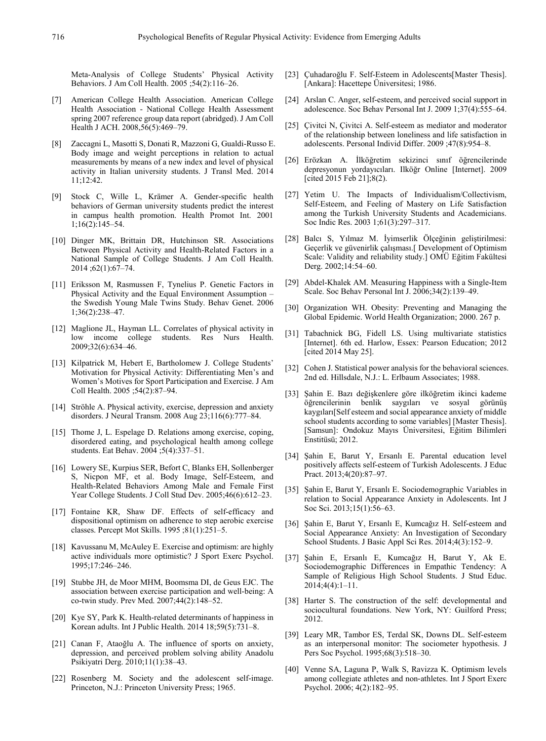Meta-Analysis of College Students' Physical Activity Behaviors. J Am Coll Health. 2005 ;54(2):116–26.

[7] American College Health Association. American College Health Association - National College Health Assessment spring 2007 reference group data report (abridged). J Am Coll Health J ACH. 2008,56(5):469–79.

[8] Zaccagni L, Masotti S, Donati R, Mazzoni G, Gualdi-Russo E. Body image and weight perceptions in relation to actual measurements by means of a new index and level of physical activity in Italian university students. J Transl Med. 2014 11;12:42.

[9] Stock C, Wille L, Krämer A. Gender-specific health behaviors of German university students predict the interest in campus health promotion. Health Promot Int. 2001 1;16(2):145–54.

[10] Dinger MK, Brittain DR, Hutchinson SR. Associations Between Physical Activity and Health-Related Factors in a National Sample of College Students. J Am Coll Health. 2014 ;62(1):67–74.

[11] Eriksson M, Rasmussen F, Tynelius P. Genetic Factors in Physical Activity and the Equal Environment Assumption – the Swedish Young Male Twins Study. Behav Genet. 2006 1;36(2):238–47.

[12] Maglione JL, Hayman LL. Correlates of physical activity in low income college students. Res Nurs Health. 2009;32(6):634–46.

[13] Kilpatrick M, Hebert E, Bartholomew J. College Students' Motivation for Physical Activity: Differentiating Men's and Women's Motives for Sport Participation and Exercise. J Am Coll Health. 2005 ;54(2):87–94.

[14] Ströhle A. Physical activity, exercise, depression and anxiety disorders. J Neural Transm. 2008 Aug 23;116(6):777–84.

[15] Thome J, L. Espelage D. Relations among exercise, coping, disordered eating, and psychological health among college students. Eat Behav. 2004 ;5(4):337–51.

[16] Lowery SE, Kurpius SER, Befort C, Blanks EH, Sollenberger S, Nicpon MF, et al. Body Image, Self-Esteem, and Health-Related Behaviors Among Male and Female First Year College Students. J Coll Stud Dev. 2005;46(6):612–23.

[17] Fontaine KR, Shaw DF. Effects of self-efficacy and dispositional optimism on adherence to step aerobic exercise classes. Percept Mot Skills. 1995 ;81(1):251–5.

[18] Kavussanu M, McAuley E. Exercise and optimism: are highly active individuals more optimistic? J Sport Exerc Psychol. 1995;17:246–246.

[19] Stubbe JH, de Moor MHM, Boomsma DI, de Geus EJC. The association between exercise participation and well-being: A co-twin study. Prev Med. 2007;44(2):148–52.

[20] Kye SY, Park K. Health-related determinants of happiness in Korean adults. Int J Public Health. 2014 18;59(5):731–8.

[21] Canan F, Ataoğlu A. The influence of sports on anxiety, depression, and perceived problem solving ability Anadolu Psikiyatri Derg. 2010;11(1):38–43.

[22] Rosenberg M. Society and the adolescent self-image. Princeton, N.J.: Princeton University Press; 1965.

[23] Çuhadaroğlu F. Self-Esteem in Adolescents[Master Thesis]. [Ankara]: Hacettepe Üniversitesi; 1986.

[24] Arslan C. Anger, self-esteem, and perceived social support in adolescence. Soc Behav Personal Int J. 2009 1;37(4):555–64.

[25] Çivitci N, Çivitci A. Self-esteem as mediator and moderator of the relationship between loneliness and life satisfaction in adolescents. Personal Individ Differ. 2009 ;47(8):954–8.

[26] Erözkan A. İlköğretim sekizinci sınıf öğrencilerinde depresyonun yordayıcıları. Ilköğr Online [Internet]. 2009 [cited 2015 Feb 21];8(2).

[27] Yetim U. The Impacts of Individualism/Collectivism, Self-Esteem, and Feeling of Mastery on Life Satisfaction among the Turkish University Students and Academicians. Soc Indic Res. 2003 1;61(3):297–317.

[28] Balcı S, Yılmaz M. İyimserlik Ölçeğinin geliştirilmesi: Geçerlik ve güvenirlik çalışması.[ Development of Optimism Scale: Validity and reliability study.] OMÜ Eğitim Fakültesi Derg. 2002;14:54–60.

[29] Abdel-Khalek AM. Measuring Happiness with a Single-Item Scale. Soc Behav Personal Int J. 2006;34(2):139–49.

[30] Organization WH. Obesity: Preventing and Managing the Global Epidemic. World Health Organization; 2000. 267 p.

[31] Tabachnick BG, Fidell LS. Using multivariate statistics [Internet]. 6th ed. Harlow, Essex: Pearson Education; 2012 [cited 2014 May 25].

[32] Cohen J. Statistical power analysis for the behavioral sciences. 2nd ed. Hillsdale, N.J.: L. Erlbaum Associates; 1988.

[33] Şahin E. Bazı değişkenlere göre ilköğretim ikinci kademe öğrencilerinin benlik saygıları ve sosyal görünüş kaygıları[Self esteem and social appearance anxiety of middle school students according to some variables] [Master Thesis]. [Samsun]: Ondokuz Mayıs Üniversitesi, Eğitim Bilimleri Enstitüsü; 2012.

[34] Şahin E, Barut Y, Ersanlı E. Parental education level positively affects self-esteem of Turkish Adolescents. J Educ Pract. 2013;4(20):87–97.

[35] Şahin E, Barut Y, Ersanlı E. Sociodemographic Variables in relation to Social Appearance Anxiety in Adolescents. Int J Soc Sci. 2013;15(1):56–63.

[36] Şahin E, Barut Y, Ersanlı E, Kumcağız H. Self-esteem and Social Appearance Anxiety: An Investigation of Secondary School Students. J Basic Appl Sci Res. 2014;4(3):152–9.

[37] Şahin E, Ersanlı E, Kumcağız H, Barut Y, Ak E. Sociodemographic Differences in Empathic Tendency: A Sample of Religious High School Students. J Stud Educ. 2014;4(4):1–11.

[38] Harter S. The construction of the self: developmental and sociocultural foundations. New York, NY: Guilford Press; 2012.

[39] Leary MR, Tambor ES, Terdal SK, Downs DL. Self-esteem as an interpersonal monitor: The sociometer hypothesis. J Pers Soc Psychol. 1995;68(3):518–30.

[40] Venne SA, Laguna P, Walk S, Ravizza K. Optimism levels among collegiate athletes and non-athletes. Int J Sport Exerc Psychol. 2006; 4(2):182–95.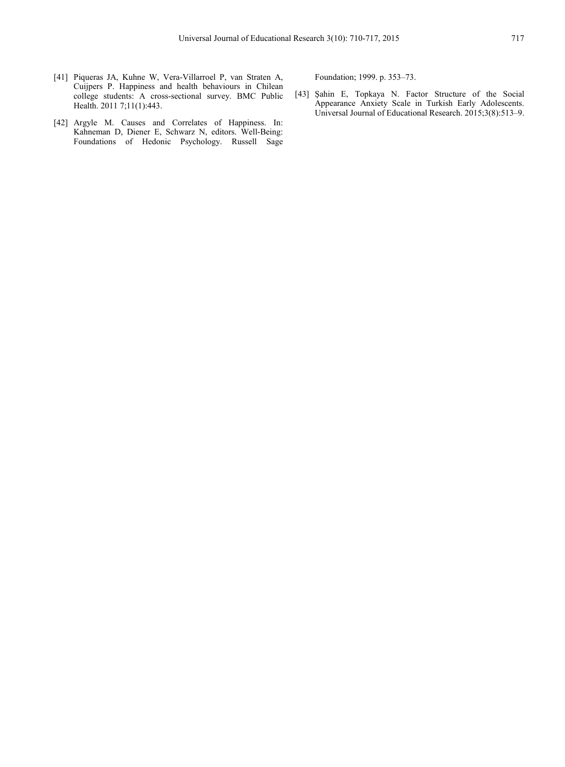[41] Piqueras JA, Kuhne W, Vera-Villarroel P, van Straten A, Cuijpers P. Happiness and health behaviours in Chilean college students: A cross-sectional survey. BMC Public Health. 2011 7;11(1):443.

[42] Argyle M. Causes and Correlates of Happiness. In: Kahneman D, Diener E, Schwarz N, editors. Well-Being: Foundations of Hedonic Psychology. Russell Sage Foundation; 1999. p. 353–73.

[43] Şahin E, Topkaya N. Factor Structure of the Social Appearance Anxiety Scale in Turkish Early Adolescents. Universal Journal of Educational Research. 2015;3(8):513–9.